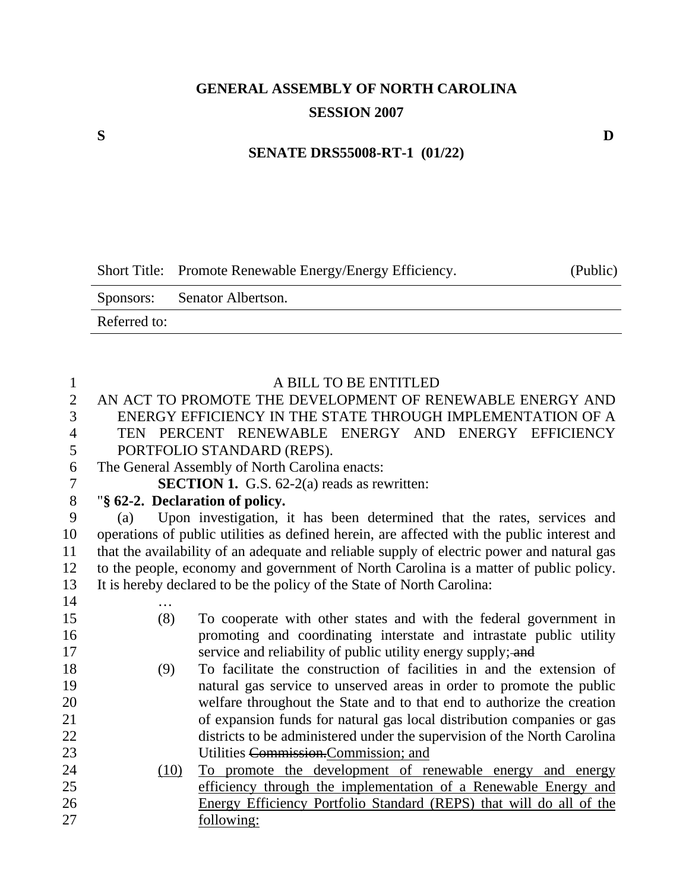**GENERAL ASSEMBLY OF NORTH CAROLINA**

**SESSION 2007**

**S** **D**

**SENATE DRS55008-RT-1 (01/22)**

| | | |
|---|---|---|
| Short Title: | Promote Renewable Energy/Energy Efficiency. | (Public) |
| Sponsors: | Senator Albertson. | |
| Referred to: | | |

A BILL TO BE ENTITLED

AN ACT TO PROMOTE THE DEVELOPMENT OF RENEWABLE ENERGY AND ENERGY EFFICIENCY IN THE STATE THROUGH IMPLEMENTATION OF A TEN PERCENT RENEWABLE ENERGY AND ENERGY EFFICIENCY PORTFOLIO STANDARD (REPS).

The General Assembly of North Carolina enacts:

**SECTION 1.** G.S. 62-2(a) reads as rewritten:

"**§ 62-2. Declaration of policy.**

(a) Upon investigation, it has been determined that the rates, services and operations of public utilities as defined herein, are affected with the public interest and that the availability of an adequate and reliable supply of electric power and natural gas to the people, economy and government of North Carolina is a matter of public policy. It is hereby declared to be the policy of the State of North Carolina:

…

(8) To cooperate with other states and with the federal government in promoting and coordinating interstate and intrastate public utility service and reliability of public utility energy supply; ~~and~~

(9) To facilitate the construction of facilities in and the extension of natural gas service to unserved areas in order to promote the public welfare throughout the State and to that end to authorize the creation of expansion funds for natural gas local distribution companies or gas districts to be administered under the supervision of the North Carolina Utilities ~~Commission.~~<u>Commission; and</u>

<u>(10)</u> <u>To promote the development of renewable energy and energy efficiency through the implementation of a Renewable Energy and Energy Efficiency Portfolio Standard (REPS) that will do all of the following:</u>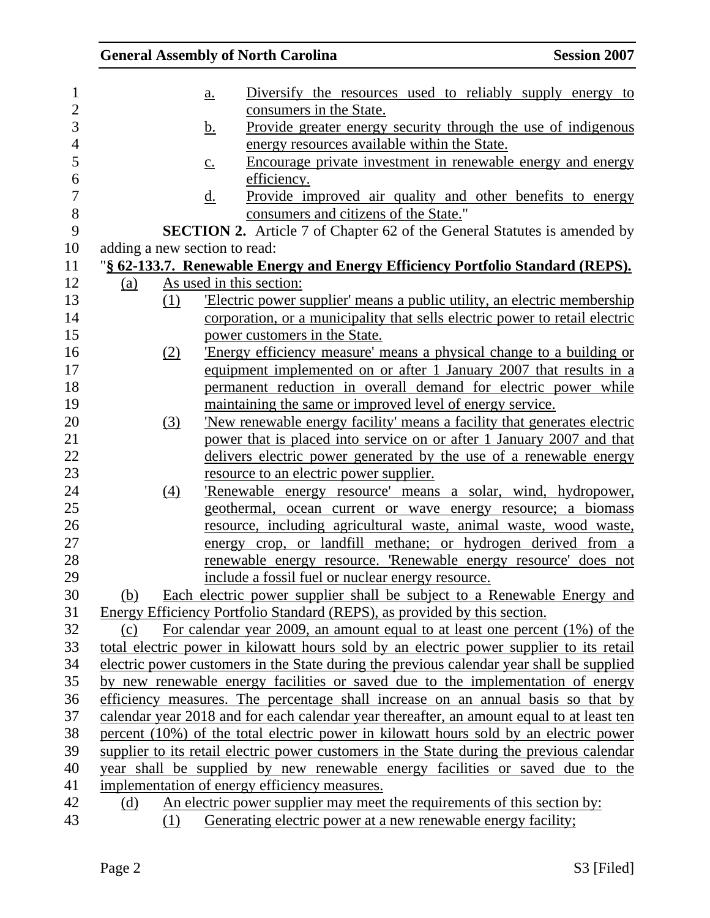a. Diversify the resources used to reliably supply energy to consumers in the State.

b. Provide greater energy security through the use of indigenous energy resources available within the State.

c. Encourage private investment in renewable energy and energy efficiency.

d. Provide improved air quality and other benefits to energy consumers and citizens of the State."

**SECTION 2.** Article 7 of Chapter 62 of the General Statutes is amended by adding a new section to read:

"**§ 62-133.7. Renewable Energy and Energy Efficiency Portfolio Standard (REPS).**

(a) As used in this section:

(1) 'Electric power supplier' means a public utility, an electric membership corporation, or a municipality that sells electric power to retail electric power customers in the State.

(2) 'Energy efficiency measure' means a physical change to a building or equipment implemented on or after 1 January 2007 that results in a permanent reduction in overall demand for electric power while maintaining the same or improved level of energy service.

(3) 'New renewable energy facility' means a facility that generates electric power that is placed into service on or after 1 January 2007 and that delivers electric power generated by the use of a renewable energy resource to an electric power supplier.

(4) 'Renewable energy resource' means a solar, wind, hydropower, geothermal, ocean current or wave energy resource; a biomass resource, including agricultural waste, animal waste, wood waste, energy crop, or landfill methane; or hydrogen derived from a renewable energy resource. 'Renewable energy resource' does not include a fossil fuel or nuclear energy resource.

(b) Each electric power supplier shall be subject to a Renewable Energy and Energy Efficiency Portfolio Standard (REPS), as provided by this section.

(c) For calendar year 2009, an amount equal to at least one percent (1%) of the total electric power in kilowatt hours sold by an electric power supplier to its retail electric power customers in the State during the previous calendar year shall be supplied by new renewable energy facilities or saved due to the implementation of energy efficiency measures. The percentage shall increase on an annual basis so that by calendar year 2018 and for each calendar year thereafter, an amount equal to at least ten percent (10%) of the total electric power in kilowatt hours sold by an electric power supplier to its retail electric power customers in the State during the previous calendar year shall be supplied by new renewable energy facilities or saved due to the implementation of energy efficiency measures.

(d) An electric power supplier may meet the requirements of this section by:

(1) Generating electric power at a new renewable energy facility;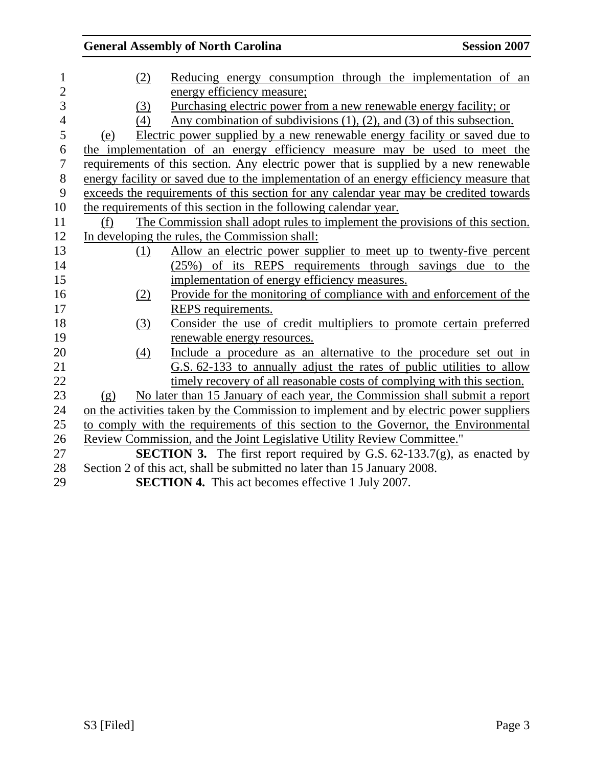(2) Reducing energy consumption through the implementation of an energy efficiency measure;

(3) Purchasing electric power from a new renewable energy facility; or

(4) Any combination of subdivisions (1), (2), and (3) of this subsection.

(e) Electric power supplied by a new renewable energy facility or saved due to the implementation of an energy efficiency measure may be used to meet the requirements of this section. Any electric power that is supplied by a new renewable energy facility or saved due to the implementation of an energy efficiency measure that exceeds the requirements of this section for any calendar year may be credited towards the requirements of this section in the following calendar year.

(f) The Commission shall adopt rules to implement the provisions of this section. In developing the rules, the Commission shall:

(1) Allow an electric power supplier to meet up to twenty-five percent (25%) of its REPS requirements through savings due to the implementation of energy efficiency measures.

(2) Provide for the monitoring of compliance with and enforcement of the REPS requirements.

(3) Consider the use of credit multipliers to promote certain preferred renewable energy resources.

(4) Include a procedure as an alternative to the procedure set out in G.S. 62-133 to annually adjust the rates of public utilities to allow timely recovery of all reasonable costs of complying with this section.

(g) No later than 15 January of each year, the Commission shall submit a report on the activities taken by the Commission to implement and by electric power suppliers to comply with the requirements of this section to the Governor, the Environmental Review Commission, and the Joint Legislative Utility Review Committee."

**SECTION 3.** The first report required by G.S. 62-133.7(g), as enacted by Section 2 of this act, shall be submitted no later than 15 January 2008.

**SECTION 4.** This act becomes effective 1 July 2007.